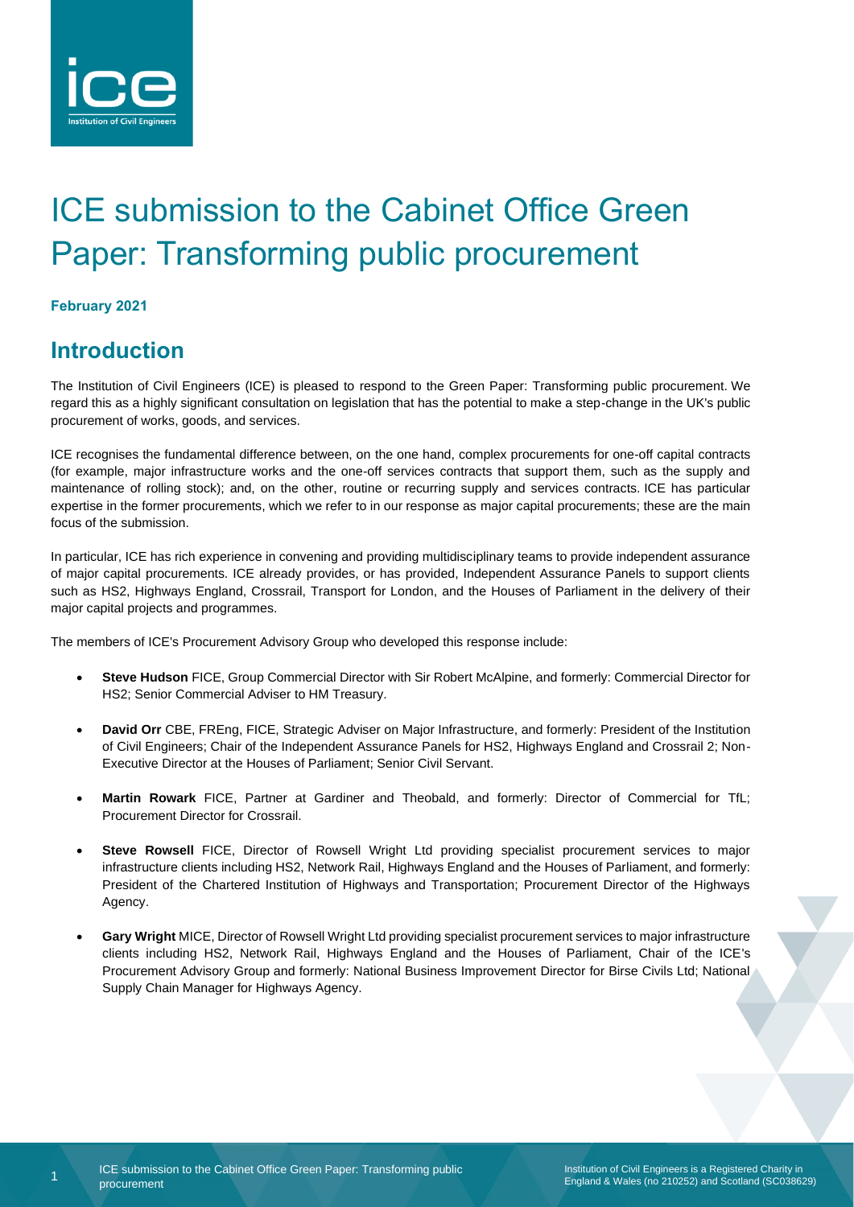# ICE submission to the Cabinet Office Green Paper: Transforming public procurement

**February 2021**

## Introduction

The Institution of Civil Engineers (ICE) is pleased to respond to the Green Paper: Transforming public procurement. We regard this as a highly significant consultation on legislation that has the potential to make a step-change in the UK's public procurement of works, goods, and services.

ICE recognises the fundamental difference between, on the one hand, complex procurements for one-off capital contracts (for example, major infrastructure works and the one-off services contracts that support them, such as the supply and maintenance of rolling stock); and, on the other, routine or recurring supply and services contracts. ICE has particular expertise in the former procurements, which we refer to in our response as major capital procurements; these are the main focus of the submission.

In particular, ICE has rich experience in convening and providing multidisciplinary teams to provide independent assurance of major capital procurements. ICE already provides, or has provided, Independent Assurance Panels to support clients such as HS2, Highways England, Crossrail, Transport for London, and the Houses of Parliament in the delivery of their major capital projects and programmes.

The members of ICE's Procurement Advisory Group who developed this response include:

- **Steve Hudson** FICE, Group Commercial Director with Sir Robert McAlpine, and formerly: Commercial Director for HS2; Senior Commercial Adviser to HM Treasury.
- **David Orr** CBE, FREng, FICE, Strategic Adviser on Major Infrastructure, and formerly: President of the Institution of Civil Engineers; Chair of the Independent Assurance Panels for HS2, Highways England and Crossrail 2; Non-Executive Director at the Houses of Parliament; Senior Civil Servant.
- **Martin Rowark** FICE, Partner at Gardiner and Theobald, and formerly: Director of Commercial for TfL; Procurement Director for Crossrail.
- **Steve Rowsell** FICE, Director of Rowsell Wright Ltd providing specialist procurement services to major infrastructure clients including HS2, Network Rail, Highways England and the Houses of Parliament, and formerly: President of the Chartered Institution of Highways and Transportation; Procurement Director of the Highways Agency.
- **Gary Wright** MICE, Director of Rowsell Wright Ltd providing specialist procurement services to major infrastructure clients including HS2, Network Rail, Highways England and the Houses of Parliament, Chair of the ICE's Procurement Advisory Group and formerly: National Business Improvement Director for Birse Civils Ltd; National Supply Chain Manager for Highways Agency.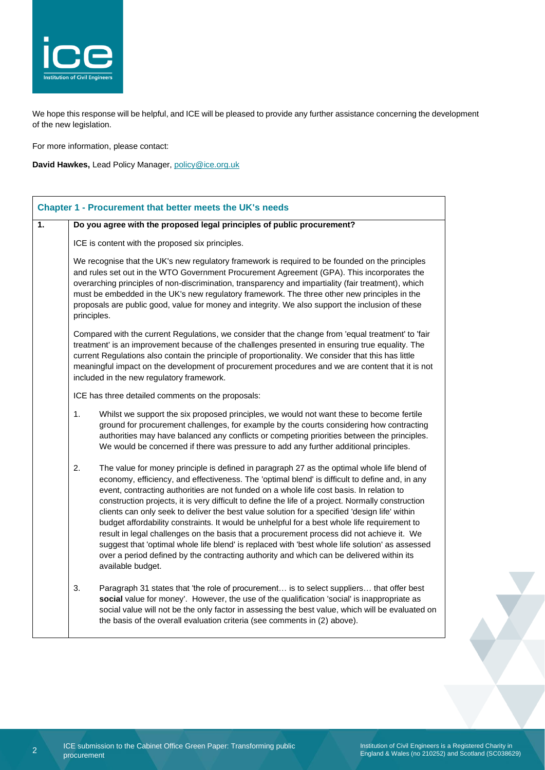We hope this response will be helpful, and ICE will be pleased to provide any further assistance concerning the development of the new legislation.

For more information, please contact:

**David Hawkes,** Lead Policy Manager, policy@ice.org.uk

## Chapter 1 - Procurement that better meets the UK's needs

**1. Do you agree with the proposed legal principles of public procurement?**

ICE is content with the proposed six principles.

We recognise that the UK's new regulatory framework is required to be founded on the principles and rules set out in the WTO Government Procurement Agreement (GPA). This incorporates the overarching principles of non-discrimination, transparency and impartiality (fair treatment), which must be embedded in the UK's new regulatory framework. The three other new principles in the proposals are public good, value for money and integrity. We also support the inclusion of these principles.

Compared with the current Regulations, we consider that the change from 'equal treatment' to 'fair treatment' is an improvement because of the challenges presented in ensuring true equality. The current Regulations also contain the principle of proportionality. We consider that this has little meaningful impact on the development of procurement procedures and we are content that it is not included in the new regulatory framework.

ICE has three detailed comments on the proposals:

1. Whilst we support the six proposed principles, we would not want these to become fertile ground for procurement challenges, for example by the courts considering how contracting authorities may have balanced any conflicts or competing priorities between the principles. We would be concerned if there was pressure to add any further additional principles.

2. The value for money principle is defined in paragraph 27 as the optimal whole life blend of economy, efficiency, and effectiveness. The 'optimal blend' is difficult to define and, in any event, contracting authorities are not funded on a whole life cost basis. In relation to construction projects, it is very difficult to define the life of a project. Normally construction clients can only seek to deliver the best value solution for a specified 'design life' within budget affordability constraints. It would be unhelpful for a best whole life requirement to result in legal challenges on the basis that a procurement process did not achieve it. We suggest that 'optimal whole life blend' is replaced with 'best whole life solution' as assessed over a period defined by the contracting authority and which can be delivered within its available budget.

3. Paragraph 31 states that 'the role of procurement… is to select suppliers… that offer best **social** value for money'. However, the use of the qualification 'social' is inappropriate as social value will not be the only factor in assessing the best value, which will be evaluated on the basis of the overall evaluation criteria (see comments in (2) above).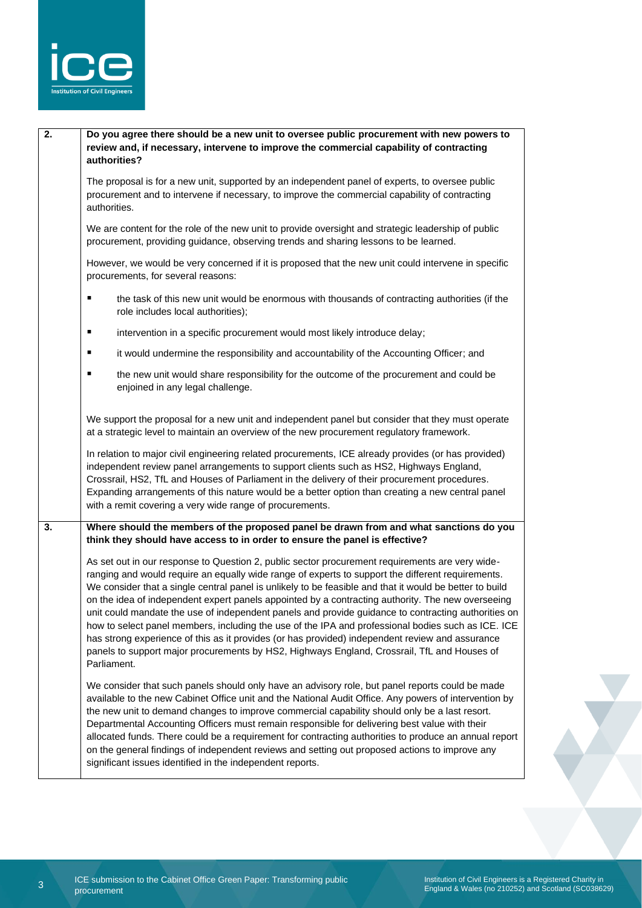| | |
|---|---|
| **2.** | **Do you agree there should be a new unit to oversee public procurement with new powers to review and, if necessary, intervene to improve the commercial capability of contracting authorities?** |
| | The proposal is for a new unit, supported by an independent panel of experts, to oversee public procurement and to intervene if necessary, to improve the commercial capability of contracting authorities.<br><br>We are content for the role of the new unit to provide oversight and strategic leadership of public procurement, providing guidance, observing trends and sharing lessons to be learned.<br><br>However, we would be very concerned if it is proposed that the new unit could intervene in specific procurements, for several reasons:<br><br>▪ the task of this new unit would be enormous with thousands of contracting authorities (if the role includes local authorities);<br>▪ intervention in a specific procurement would most likely introduce delay;<br>▪ it would undermine the responsibility and accountability of the Accounting Officer; and<br>▪ the new unit would share responsibility for the outcome of the procurement and could be enjoined in any legal challenge.<br><br>We support the proposal for a new unit and independent panel but consider that they must operate at a strategic level to maintain an overview of the new procurement regulatory framework.<br><br>In relation to major civil engineering related procurements, ICE already provides (or has provided) independent review panel arrangements to support clients such as HS2, Highways England, Crossrail, HS2, TfL and Houses of Parliament in the delivery of their procurement procedures. Expanding arrangements of this nature would be a better option than creating a new central panel with a remit covering a very wide range of procurements. |
| **3.** | **Where should the members of the proposed panel be drawn from and what sanctions do you think they should have access to in order to ensure the panel is effective?** |
| | As set out in our response to Question 2, public sector procurement requirements are very wide-ranging and would require an equally wide range of experts to support the different requirements. We consider that a single central panel is unlikely to be feasible and that it would be better to build on the idea of independent expert panels appointed by a contracting authority. The new overseeing unit could mandate the use of independent panels and provide guidance to contracting authorities on how to select panel members, including the use of the IPA and professional bodies such as ICE. ICE has strong experience of this as it provides (or has provided) independent review and assurance panels to support major procurements by HS2, Highways England, Crossrail, TfL and Houses of Parliament.<br><br>We consider that such panels should only have an advisory role, but panel reports could be made available to the new Cabinet Office unit and the National Audit Office. Any powers of intervention by the new unit to demand changes to improve commercial capability should only be a last resort. Departmental Accounting Officers must remain responsible for delivering best value with their allocated funds. There could be a requirement for contracting authorities to produce an annual report on the general findings of independent reviews and setting out proposed actions to improve any significant issues identified in the independent reports. |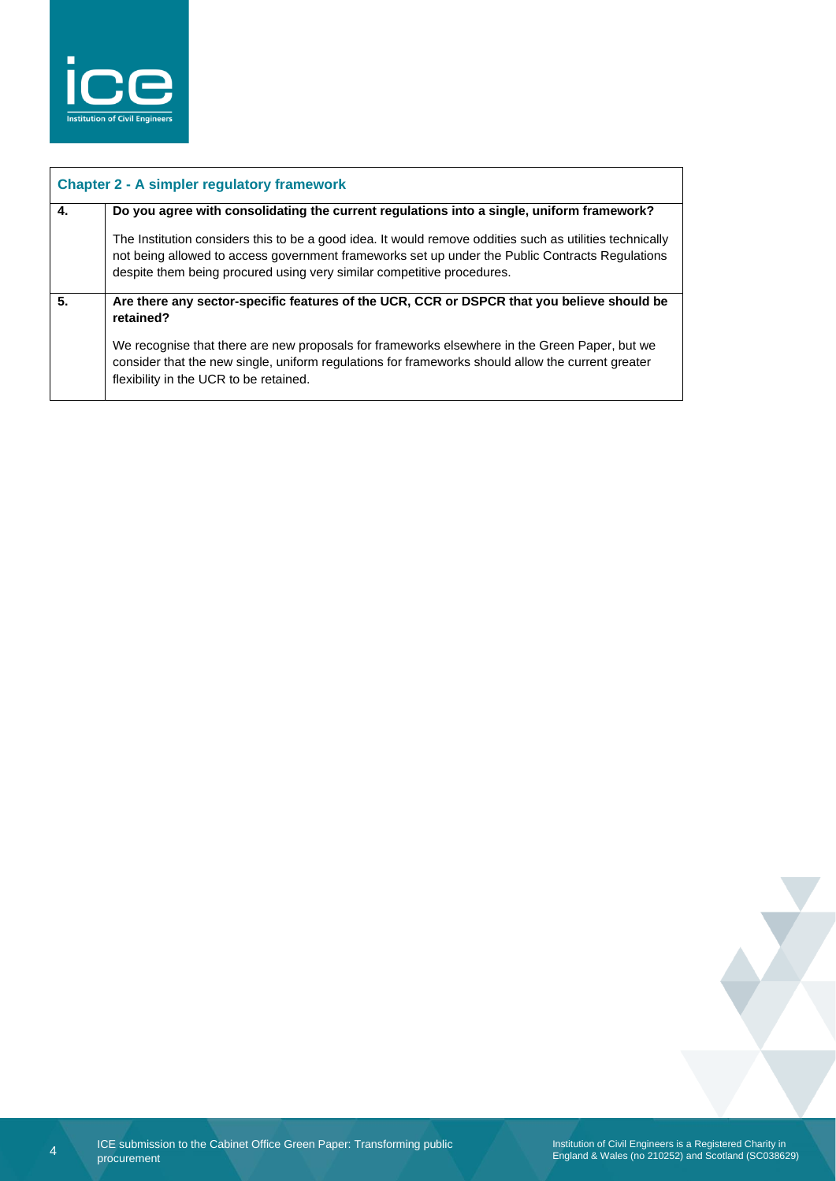| Chapter 2 - A simpler regulatory framework | |
|---|---|
| **4.** | **Do you agree with consolidating the current regulations into a single, uniform framework?**<br><br>The Institution considers this to be a good idea. It would remove oddities such as utilities technically not being allowed to access government frameworks set up under the Public Contracts Regulations despite them being procured using very similar competitive procedures. |
| **5.** | **Are there any sector-specific features of the UCR, CCR or DSPCR that you believe should be retained?**<br><br>We recognise that there are new proposals for frameworks elsewhere in the Green Paper, but we consider that the new single, uniform regulations for frameworks should allow the current greater flexibility in the UCR to be retained. |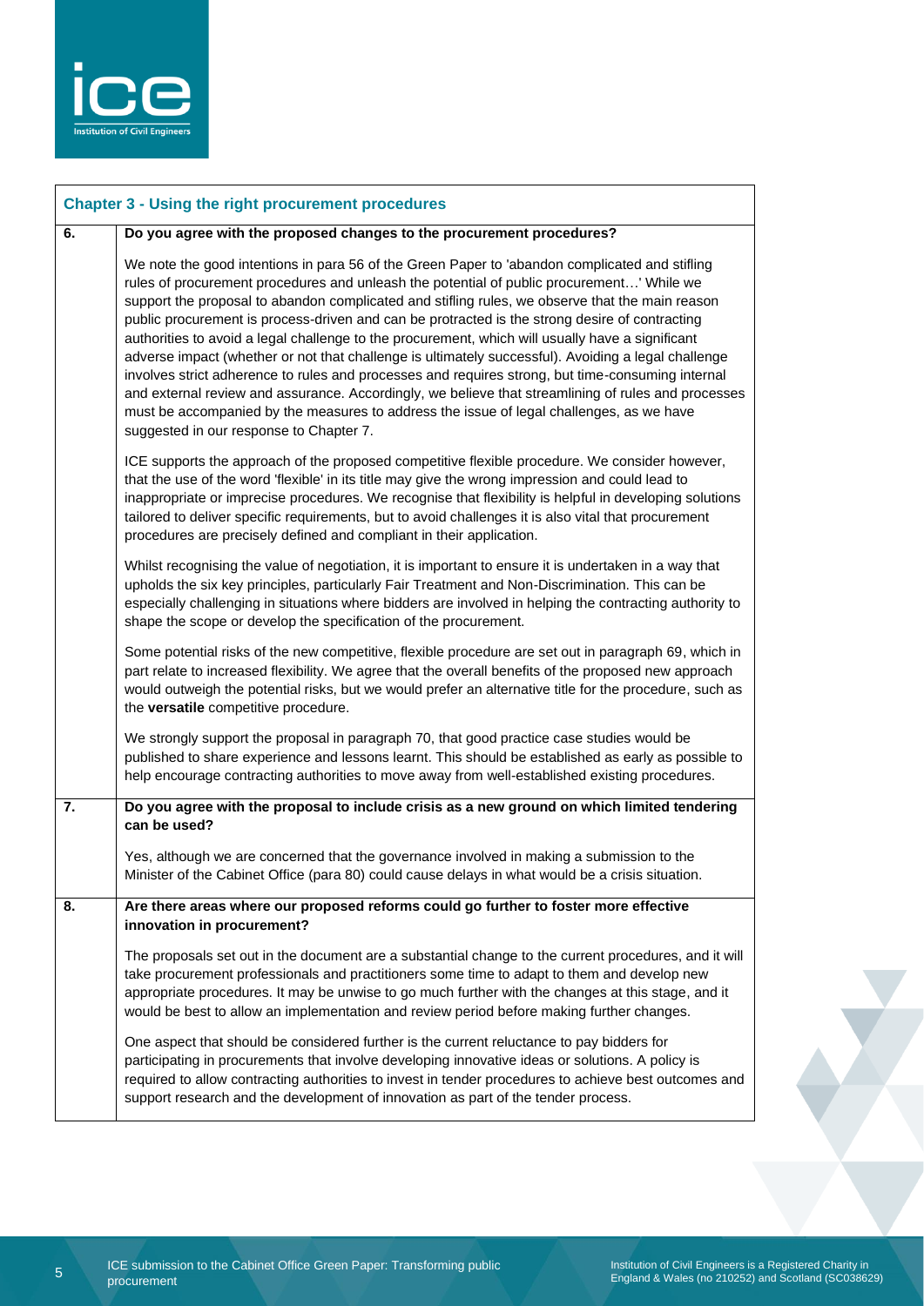## Chapter 3 - Using the right procurement procedures

| | |
|---|---|
| **6.** | **Do you agree with the proposed changes to the procurement procedures?**<br><br>We note the good intentions in para 56 of the Green Paper to 'abandon complicated and stifling rules of procurement procedures and unleash the potential of public procurement…' While we support the proposal to abandon complicated and stifling rules, we observe that the main reason public procurement is process-driven and can be protracted is the strong desire of contracting authorities to avoid a legal challenge to the procurement, which will usually have a significant adverse impact (whether or not that challenge is ultimately successful). Avoiding a legal challenge involves strict adherence to rules and processes and requires strong, but time-consuming internal and external review and assurance. Accordingly, we believe that streamlining of rules and processes must be accompanied by the measures to address the issue of legal challenges, as we have suggested in our response to Chapter 7.<br><br>ICE supports the approach of the proposed competitive flexible procedure. We consider however, that the use of the word 'flexible' in its title may give the wrong impression and could lead to inappropriate or imprecise procedures. We recognise that flexibility is helpful in developing solutions tailored to deliver specific requirements, but to avoid challenges it is also vital that procurement procedures are precisely defined and compliant in their application.<br><br>Whilst recognising the value of negotiation, it is important to ensure it is undertaken in a way that upholds the six key principles, particularly Fair Treatment and Non-Discrimination. This can be especially challenging in situations where bidders are involved in helping the contracting authority to shape the scope or develop the specification of the procurement.<br><br>Some potential risks of the new competitive, flexible procedure are set out in paragraph 69, which in part relate to increased flexibility. We agree that the overall benefits of the proposed new approach would outweigh the potential risks, but we would prefer an alternative title for the procedure, such as the **versatile** competitive procedure.<br><br>We strongly support the proposal in paragraph 70, that good practice case studies would be published to share experience and lessons learnt. This should be established as early as possible to help encourage contracting authorities to move away from well-established existing procedures. |
| **7.** | **Do you agree with the proposal to include crisis as a new ground on which limited tendering can be used?**<br><br>Yes, although we are concerned that the governance involved in making a submission to the Minister of the Cabinet Office (para 80) could cause delays in what would be a crisis situation. |
| **8.** | **Are there areas where our proposed reforms could go further to foster more effective innovation in procurement?**<br><br>The proposals set out in the document are a substantial change to the current procedures, and it will take procurement professionals and practitioners some time to adapt to them and develop new appropriate procedures. It may be unwise to go much further with the changes at this stage, and it would be best to allow an implementation and review period before making further changes.<br><br>One aspect that should be considered further is the current reluctance to pay bidders for participating in procurements that involve developing innovative ideas or solutions. A policy is required to allow contracting authorities to invest in tender procedures to achieve best outcomes and support research and the development of innovation as part of the tender process. |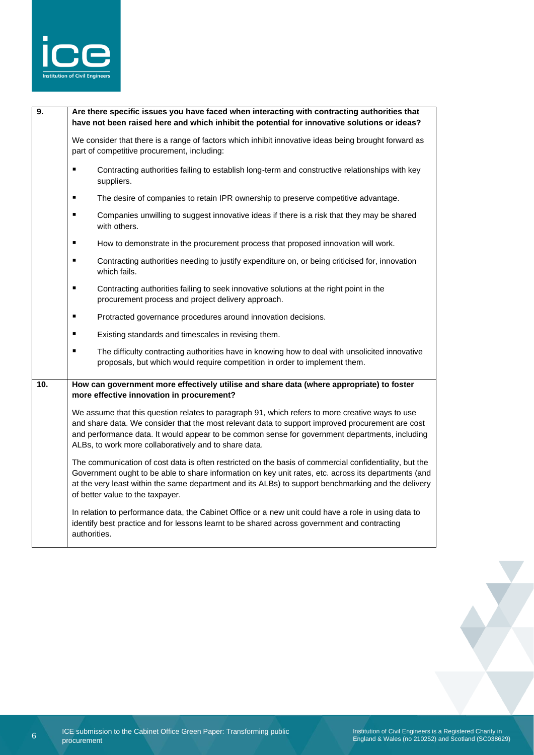| | |
|---|---|
| **9.** | **Are there specific issues you have faced when interacting with contracting authorities that have not been raised here and which inhibit the potential for innovative solutions or ideas?**<br><br>We consider that there is a range of factors which inhibit innovative ideas being brought forward as part of competitive procurement, including:<br><br>▪ Contracting authorities failing to establish long-term and constructive relationships with key suppliers.<br>▪ The desire of companies to retain IPR ownership to preserve competitive advantage.<br>▪ Companies unwilling to suggest innovative ideas if there is a risk that they may be shared with others.<br>▪ How to demonstrate in the procurement process that proposed innovation will work.<br>▪ Contracting authorities needing to justify expenditure on, or being criticised for, innovation which fails.<br>▪ Contracting authorities failing to seek innovative solutions at the right point in the procurement process and project delivery approach.<br>▪ Protracted governance procedures around innovation decisions.<br>▪ Existing standards and timescales in revising them.<br>▪ The difficulty contracting authorities have in knowing how to deal with unsolicited innovative proposals, but which would require competition in order to implement them. |
| **10.** | **How can government more effectively utilise and share data (where appropriate) to foster more effective innovation in procurement?**<br><br>We assume that this question relates to paragraph 91, which refers to more creative ways to use and share data. We consider that the most relevant data to support improved procurement are cost and performance data. It would appear to be common sense for government departments, including ALBs, to work more collaboratively and to share data.<br><br>The communication of cost data is often restricted on the basis of commercial confidentiality, but the Government ought to be able to share information on key unit rates, etc. across its departments (and at the very least within the same department and its ALBs) to support benchmarking and the delivery of better value to the taxpayer.<br><br>In relation to performance data, the Cabinet Office or a new unit could have a role in using data to identify best practice and for lessons learnt to be shared across government and contracting authorities. |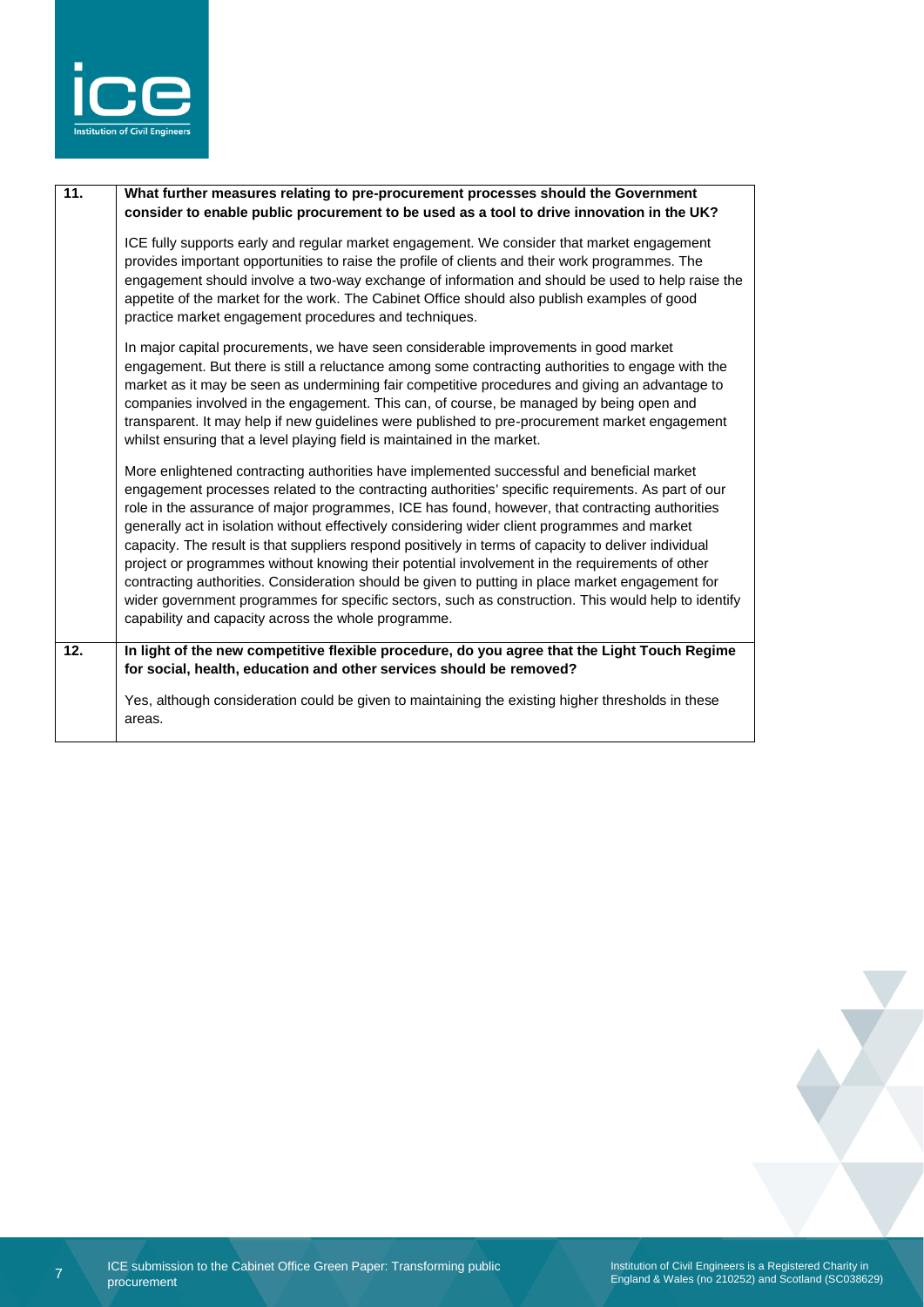| | |
|---|---|
| **11.** | **What further measures relating to pre-procurement processes should the Government consider to enable public procurement to be used as a tool to drive innovation in the UK?**<br><br>ICE fully supports early and regular market engagement. We consider that market engagement provides important opportunities to raise the profile of clients and their work programmes. The engagement should involve a two-way exchange of information and should be used to help raise the appetite of the market for the work. The Cabinet Office should also publish examples of good practice market engagement procedures and techniques.<br><br>In major capital procurements, we have seen considerable improvements in good market engagement. But there is still a reluctance among some contracting authorities to engage with the market as it may be seen as undermining fair competitive procedures and giving an advantage to companies involved in the engagement. This can, of course, be managed by being open and transparent. It may help if new guidelines were published to pre-procurement market engagement whilst ensuring that a level playing field is maintained in the market.<br><br>More enlightened contracting authorities have implemented successful and beneficial market engagement processes related to the contracting authorities' specific requirements. As part of our role in the assurance of major programmes, ICE has found, however, that contracting authorities generally act in isolation without effectively considering wider client programmes and market capacity. The result is that suppliers respond positively in terms of capacity to deliver individual project or programmes without knowing their potential involvement in the requirements of other contracting authorities. Consideration should be given to putting in place market engagement for wider government programmes for specific sectors, such as construction. This would help to identify capability and capacity across the whole programme. |
| **12.** | **In light of the new competitive flexible procedure, do you agree that the Light Touch Regime for social, health, education and other services should be removed?**<br><br>Yes, although consideration could be given to maintaining the existing higher thresholds in these areas. |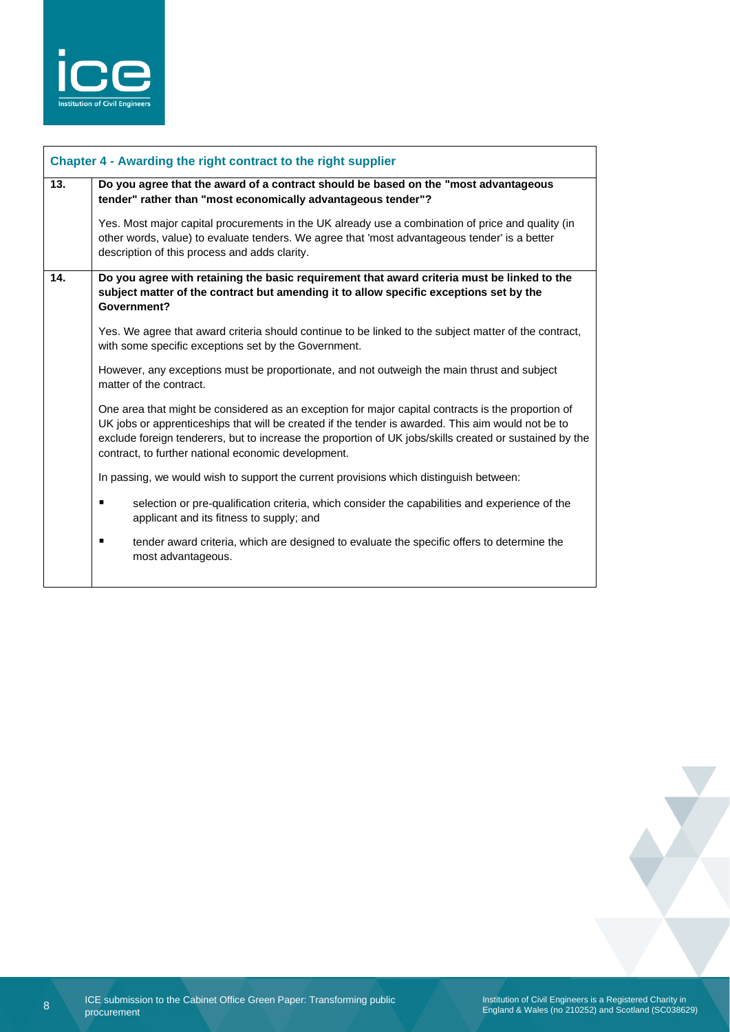## Chapter 4 - Awarding the right contract to the right supplier

| | |
|---|---|
| **13.** | **Do you agree that the award of a contract should be based on the "most advantageous tender" rather than "most economically advantageous tender"?**<br><br>Yes. Most major capital procurements in the UK already use a combination of price and quality (in other words, value) to evaluate tenders. We agree that 'most advantageous tender' is a better description of this process and adds clarity. |
| **14.** | **Do you agree with retaining the basic requirement that award criteria must be linked to the subject matter of the contract but amending it to allow specific exceptions set by the Government?**<br><br>Yes. We agree that award criteria should continue to be linked to the subject matter of the contract, with some specific exceptions set by the Government.<br><br>However, any exceptions must be proportionate, and not outweigh the main thrust and subject matter of the contract.<br><br>One area that might be considered as an exception for major capital contracts is the proportion of UK jobs or apprenticeships that will be created if the tender is awarded. This aim would not be to exclude foreign tenderers, but to increase the proportion of UK jobs/skills created or sustained by the contract, to further national economic development.<br><br>In passing, we would wish to support the current provisions which distinguish between:<br><br>▪ selection or pre-qualification criteria, which consider the capabilities and experience of the applicant and its fitness to supply; and<br><br>▪ tender award criteria, which are designed to evaluate the specific offers to determine the most advantageous. |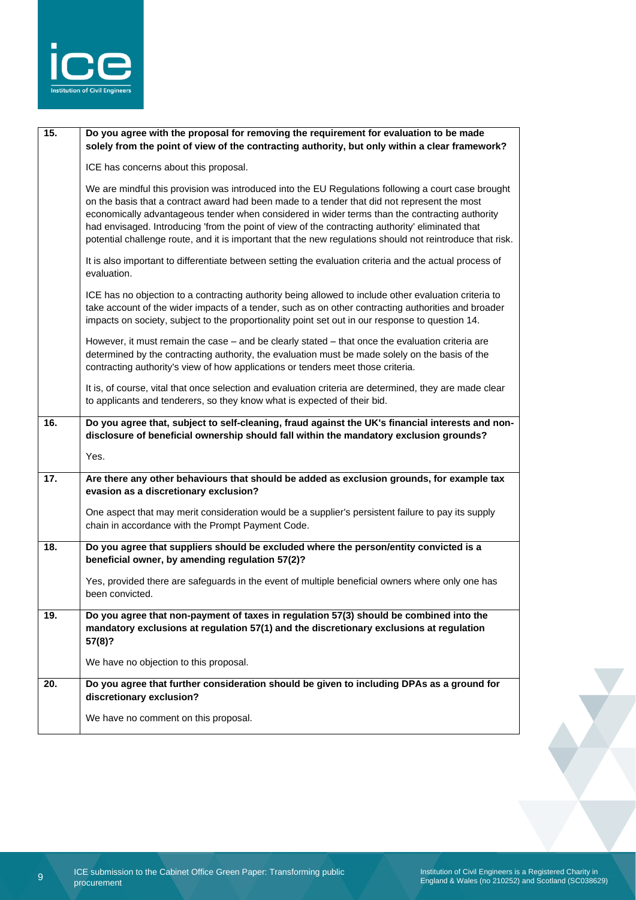| | |
|---|---|
| **15.** | **Do you agree with the proposal for removing the requirement for evaluation to be made solely from the point of view of the contracting authority, but only within a clear framework?**<br><br>ICE has concerns about this proposal.<br><br>We are mindful this provision was introduced into the EU Regulations following a court case brought on the basis that a contract award had been made to a tender that did not represent the most economically advantageous tender when considered in wider terms than the contracting authority had envisaged. Introducing 'from the point of view of the contracting authority' eliminated that potential challenge route, and it is important that the new regulations should not reintroduce that risk.<br><br>It is also important to differentiate between setting the evaluation criteria and the actual process of evaluation.<br><br>ICE has no objection to a contracting authority being allowed to include other evaluation criteria to take account of the wider impacts of a tender, such as on other contracting authorities and broader impacts on society, subject to the proportionality point set out in our response to question 14.<br><br>However, it must remain the case – and be clearly stated – that once the evaluation criteria are determined by the contracting authority, the evaluation must be made solely on the basis of the contracting authority's view of how applications or tenders meet those criteria.<br><br>It is, of course, vital that once selection and evaluation criteria are determined, they are made clear to applicants and tenderers, so they know what is expected of their bid. |
| **16.** | **Do you agree that, subject to self-cleaning, fraud against the UK's financial interests and non-disclosure of beneficial ownership should fall within the mandatory exclusion grounds?**<br><br>Yes. |
| **17.** | **Are there any other behaviours that should be added as exclusion grounds, for example tax evasion as a discretionary exclusion?**<br><br>One aspect that may merit consideration would be a supplier's persistent failure to pay its supply chain in accordance with the Prompt Payment Code. |
| **18.** | **Do you agree that suppliers should be excluded where the person/entity convicted is a beneficial owner, by amending regulation 57(2)?**<br><br>Yes, provided there are safeguards in the event of multiple beneficial owners where only one has been convicted. |
| **19.** | **Do you agree that non-payment of taxes in regulation 57(3) should be combined into the mandatory exclusions at regulation 57(1) and the discretionary exclusions at regulation 57(8)?**<br><br>We have no objection to this proposal. |
| **20.** | **Do you agree that further consideration should be given to including DPAs as a ground for discretionary exclusion?**<br><br>We have no comment on this proposal. |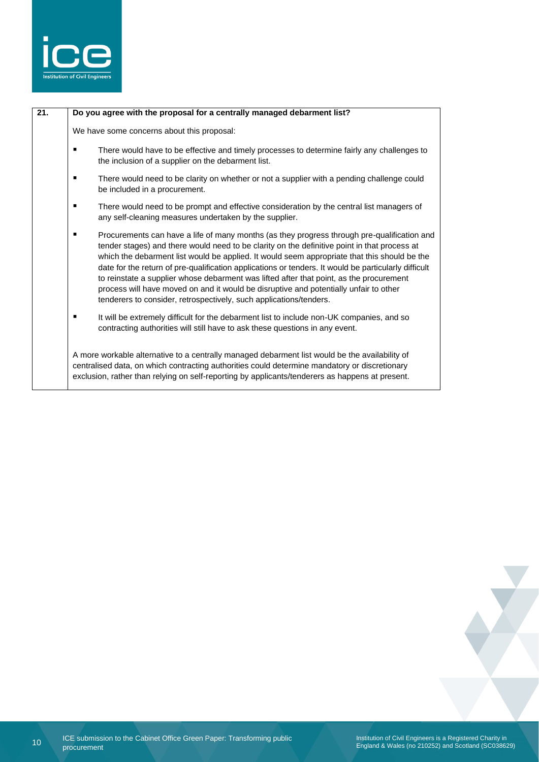| 21. | **Do you agree with the proposal for a centrally managed debarment list?** |
|---|---|
| | We have some concerns about this proposal:<br><br>▪ There would have to be effective and timely processes to determine fairly any challenges to the inclusion of a supplier on the debarment list.<br><br>▪ There would need to be clarity on whether or not a supplier with a pending challenge could be included in a procurement.<br><br>▪ There would need to be prompt and effective consideration by the central list managers of any self-cleaning measures undertaken by the supplier.<br><br>▪ Procurements can have a life of many months (as they progress through pre-qualification and tender stages) and there would need to be clarity on the definitive point in that process at which the debarment list would be applied. It would seem appropriate that this should be the date for the return of pre-qualification applications or tenders. It would be particularly difficult to reinstate a supplier whose debarment was lifted after that point, as the procurement process will have moved on and it would be disruptive and potentially unfair to other tenderers to consider, retrospectively, such applications/tenders.<br><br>▪ It will be extremely difficult for the debarment list to include non-UK companies, and so contracting authorities will still have to ask these questions in any event.<br><br>A more workable alternative to a centrally managed debarment list would be the availability of centralised data, on which contracting authorities could determine mandatory or discretionary exclusion, rather than relying on self-reporting by applicants/tenderers as happens at present. |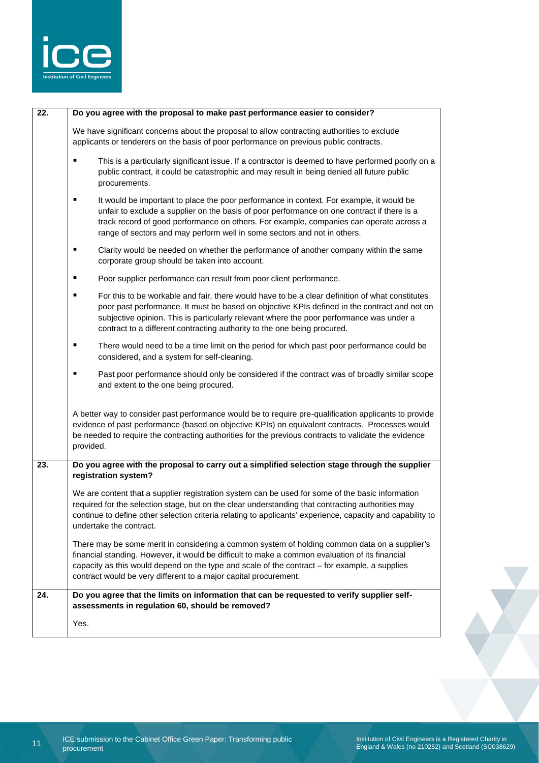| | |
|---|---|
| **22.** | **Do you agree with the proposal to make past performance easier to consider?**<br><br>We have significant concerns about the proposal to allow contracting authorities to exclude applicants or tenderers on the basis of poor performance on previous public contracts.<br><br>▪ This is a particularly significant issue. If a contractor is deemed to have performed poorly on a public contract, it could be catastrophic and may result in being denied all future public procurements.<br><br>▪ It would be important to place the poor performance in context. For example, it would be unfair to exclude a supplier on the basis of poor performance on one contract if there is a track record of good performance on others. For example, companies can operate across a range of sectors and may perform well in some sectors and not in others.<br><br>▪ Clarity would be needed on whether the performance of another company within the same corporate group should be taken into account.<br><br>▪ Poor supplier performance can result from poor client performance.<br><br>▪ For this to be workable and fair, there would have to be a clear definition of what constitutes poor past performance. It must be based on objective KPIs defined in the contract and not on subjective opinion. This is particularly relevant where the poor performance was under a contract to a different contracting authority to the one being procured.<br><br>▪ There would need to be a time limit on the period for which past poor performance could be considered, and a system for self-cleaning.<br><br>▪ Past poor performance should only be considered if the contract was of broadly similar scope and extent to the one being procured.<br><br>A better way to consider past performance would be to require pre-qualification applicants to provide evidence of past performance (based on objective KPIs) on equivalent contracts. Processes would be needed to require the contracting authorities for the previous contracts to validate the evidence provided. |
| **23.** | **Do you agree with the proposal to carry out a simplified selection stage through the supplier registration system?**<br><br>We are content that a supplier registration system can be used for some of the basic information required for the selection stage, but on the clear understanding that contracting authorities may continue to define other selection criteria relating to applicants' experience, capacity and capability to undertake the contract.<br><br>There may be some merit in considering a common system of holding common data on a supplier's financial standing. However, it would be difficult to make a common evaluation of its financial capacity as this would depend on the type and scale of the contract – for example, a supplies contract would be very different to a major capital procurement. |
| **24.** | **Do you agree that the limits on information that can be requested to verify supplier self-assessments in regulation 60, should be removed?**<br><br>Yes. |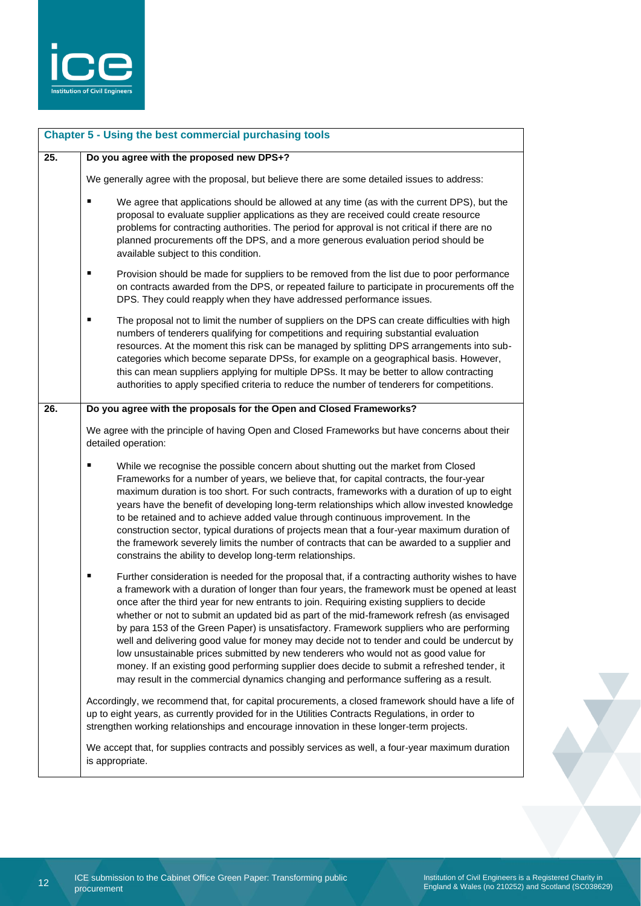## Chapter 5 - Using the best commercial purchasing tools

**25. Do you agree with the proposed new DPS+?**

We generally agree with the proposal, but believe there are some detailed issues to address:

- We agree that applications should be allowed at any time (as with the current DPS), but the proposal to evaluate supplier applications as they are received could create resource problems for contracting authorities. The period for approval is not critical if there are no planned procurements off the DPS, and a more generous evaluation period should be available subject to this condition.
- Provision should be made for suppliers to be removed from the list due to poor performance on contracts awarded from the DPS, or repeated failure to participate in procurements off the DPS. They could reapply when they have addressed performance issues.
- The proposal not to limit the number of suppliers on the DPS can create difficulties with high numbers of tenderers qualifying for competitions and requiring substantial evaluation resources. At the moment this risk can be managed by splitting DPS arrangements into sub-categories which become separate DPSs, for example on a geographical basis. However, this can mean suppliers applying for multiple DPSs. It may be better to allow contracting authorities to apply specified criteria to reduce the number of tenderers for competitions.

**26. Do you agree with the proposals for the Open and Closed Frameworks?**

We agree with the principle of having Open and Closed Frameworks but have concerns about their detailed operation:

- While we recognise the possible concern about shutting out the market from Closed Frameworks for a number of years, we believe that, for capital contracts, the four-year maximum duration is too short. For such contracts, frameworks with a duration of up to eight years have the benefit of developing long-term relationships which allow invested knowledge to be retained and to achieve added value through continuous improvement. In the construction sector, typical durations of projects mean that a four-year maximum duration of the framework severely limits the number of contracts that can be awarded to a supplier and constrains the ability to develop long-term relationships.
- Further consideration is needed for the proposal that, if a contracting authority wishes to have a framework with a duration of longer than four years, the framework must be opened at least once after the third year for new entrants to join. Requiring existing suppliers to decide whether or not to submit an updated bid as part of the mid-framework refresh (as envisaged by para 153 of the Green Paper) is unsatisfactory. Framework suppliers who are performing well and delivering good value for money may decide not to tender and could be undercut by low unsustainable prices submitted by new tenderers who would not as good value for money. If an existing good performing supplier does decide to submit a refreshed tender, it may result in the commercial dynamics changing and performance suffering as a result.

Accordingly, we recommend that, for capital procurements, a closed framework should have a life of up to eight years, as currently provided for in the Utilities Contracts Regulations, in order to strengthen working relationships and encourage innovation in these longer-term projects.

We accept that, for supplies contracts and possibly services as well, a four-year maximum duration is appropriate.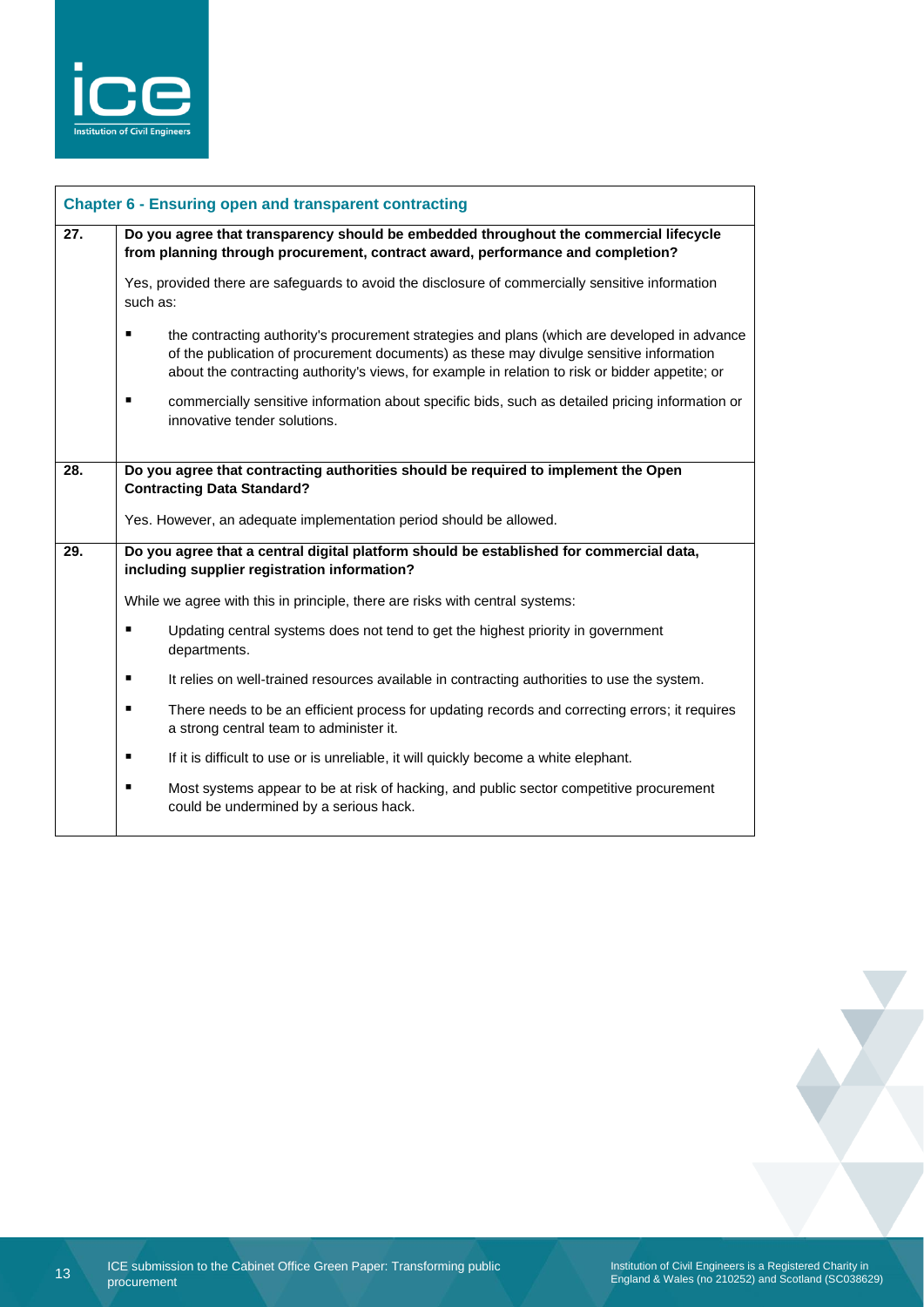## Chapter 6 - Ensuring open and transparent contracting

| | |
|---|---|
| **27.** | **Do you agree that transparency should be embedded throughout the commercial lifecycle from planning through procurement, contract award, performance and completion?**<br><br>Yes, provided there are safeguards to avoid the disclosure of commercially sensitive information such as:<br><br>▪ the contracting authority's procurement strategies and plans (which are developed in advance of the publication of procurement documents) as these may divulge sensitive information about the contracting authority's views, for example in relation to risk or bidder appetite; or<br><br>▪ commercially sensitive information about specific bids, such as detailed pricing information or innovative tender solutions. |
| **28.** | **Do you agree that contracting authorities should be required to implement the Open Contracting Data Standard?**<br><br>Yes. However, an adequate implementation period should be allowed. |
| **29.** | **Do you agree that a central digital platform should be established for commercial data, including supplier registration information?**<br><br>While we agree with this in principle, there are risks with central systems:<br><br>▪ Updating central systems does not tend to get the highest priority in government departments.<br><br>▪ It relies on well-trained resources available in contracting authorities to use the system.<br><br>▪ There needs to be an efficient process for updating records and correcting errors; it requires a strong central team to administer it.<br><br>▪ If it is difficult to use or is unreliable, it will quickly become a white elephant.<br><br>▪ Most systems appear to be at risk of hacking, and public sector competitive procurement could be undermined by a serious hack. |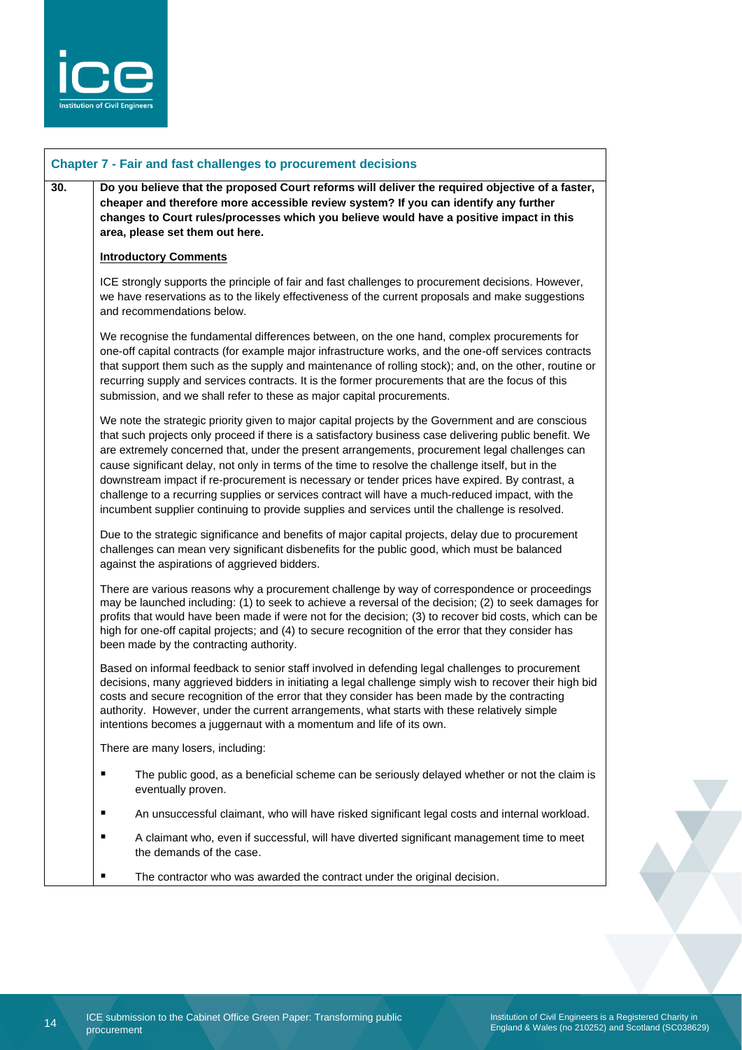## Chapter 7 - Fair and fast challenges to procurement decisions

**30.** **Do you believe that the proposed Court reforms will deliver the required objective of a faster, cheaper and therefore more accessible review system? If you can identify any further changes to Court rules/processes which you believe would have a positive impact in this area, please set them out here.**

**Introductory Comments**

ICE strongly supports the principle of fair and fast challenges to procurement decisions. However, we have reservations as to the likely effectiveness of the current proposals and make suggestions and recommendations below.

We recognise the fundamental differences between, on the one hand, complex procurements for one-off capital contracts (for example major infrastructure works, and the one-off services contracts that support them such as the supply and maintenance of rolling stock); and, on the other, routine or recurring supply and services contracts. It is the former procurements that are the focus of this submission, and we shall refer to these as major capital procurements.

We note the strategic priority given to major capital projects by the Government and are conscious that such projects only proceed if there is a satisfactory business case delivering public benefit. We are extremely concerned that, under the present arrangements, procurement legal challenges can cause significant delay, not only in terms of the time to resolve the challenge itself, but in the downstream impact if re-procurement is necessary or tender prices have expired. By contrast, a challenge to a recurring supplies or services contract will have a much-reduced impact, with the incumbent supplier continuing to provide supplies and services until the challenge is resolved.

Due to the strategic significance and benefits of major capital projects, delay due to procurement challenges can mean very significant disbenefits for the public good, which must be balanced against the aspirations of aggrieved bidders.

There are various reasons why a procurement challenge by way of correspondence or proceedings may be launched including: (1) to seek to achieve a reversal of the decision; (2) to seek damages for profits that would have been made if were not for the decision; (3) to recover bid costs, which can be high for one-off capital projects; and (4) to secure recognition of the error that they consider has been made by the contracting authority.

Based on informal feedback to senior staff involved in defending legal challenges to procurement decisions, many aggrieved bidders in initiating a legal challenge simply wish to recover their high bid costs and secure recognition of the error that they consider has been made by the contracting authority. However, under the current arrangements, what starts with these relatively simple intentions becomes a juggernaut with a momentum and life of its own.

There are many losers, including:

- The public good, as a beneficial scheme can be seriously delayed whether or not the claim is eventually proven.
- An unsuccessful claimant, who will have risked significant legal costs and internal workload.
- A claimant who, even if successful, will have diverted significant management time to meet the demands of the case.
- The contractor who was awarded the contract under the original decision.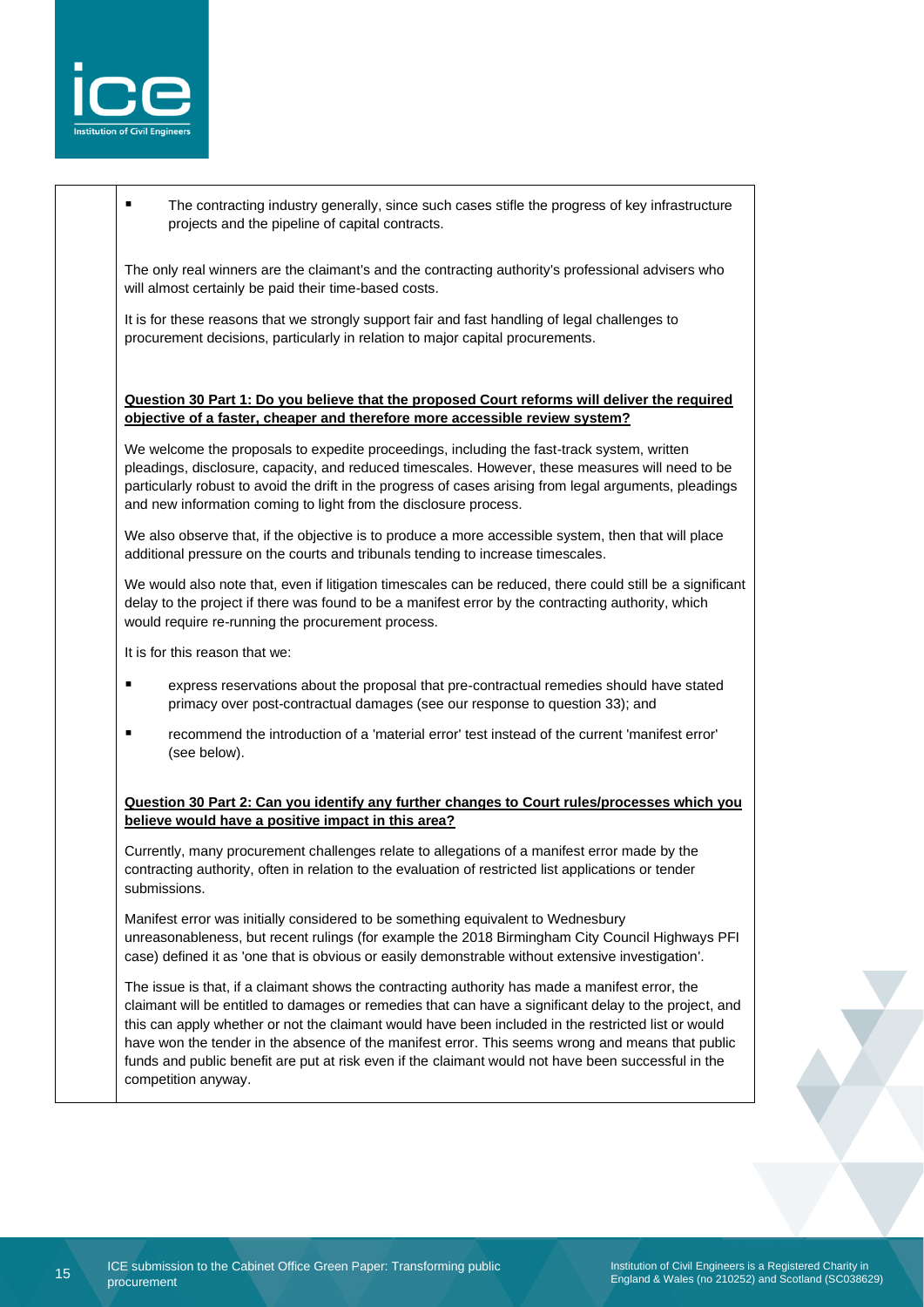- The contracting industry generally, since such cases stifle the progress of key infrastructure projects and the pipeline of capital contracts.

The only real winners are the claimant's and the contracting authority's professional advisers who will almost certainly be paid their time-based costs.

It is for these reasons that we strongly support fair and fast handling of legal challenges to procurement decisions, particularly in relation to major capital procurements.

**Question 30 Part 1: Do you believe that the proposed Court reforms will deliver the required objective of a faster, cheaper and therefore more accessible review system?**

We welcome the proposals to expedite proceedings, including the fast-track system, written pleadings, disclosure, capacity, and reduced timescales. However, these measures will need to be particularly robust to avoid the drift in the progress of cases arising from legal arguments, pleadings and new information coming to light from the disclosure process.

We also observe that, if the objective is to produce a more accessible system, then that will place additional pressure on the courts and tribunals tending to increase timescales.

We would also note that, even if litigation timescales can be reduced, there could still be a significant delay to the project if there was found to be a manifest error by the contracting authority, which would require re-running the procurement process.

It is for this reason that we:

- express reservations about the proposal that pre-contractual remedies should have stated primacy over post-contractual damages (see our response to question 33); and
- recommend the introduction of a 'material error' test instead of the current 'manifest error' (see below).

**Question 30 Part 2: Can you identify any further changes to Court rules/processes which you believe would have a positive impact in this area?**

Currently, many procurement challenges relate to allegations of a manifest error made by the contracting authority, often in relation to the evaluation of restricted list applications or tender submissions.

Manifest error was initially considered to be something equivalent to Wednesbury unreasonableness, but recent rulings (for example the 2018 Birmingham City Council Highways PFI case) defined it as 'one that is obvious or easily demonstrable without extensive investigation'.

The issue is that, if a claimant shows the contracting authority has made a manifest error, the claimant will be entitled to damages or remedies that can have a significant delay to the project, and this can apply whether or not the claimant would have been included in the restricted list or would have won the tender in the absence of the manifest error. This seems wrong and means that public funds and public benefit are put at risk even if the claimant would not have been successful in the competition anyway.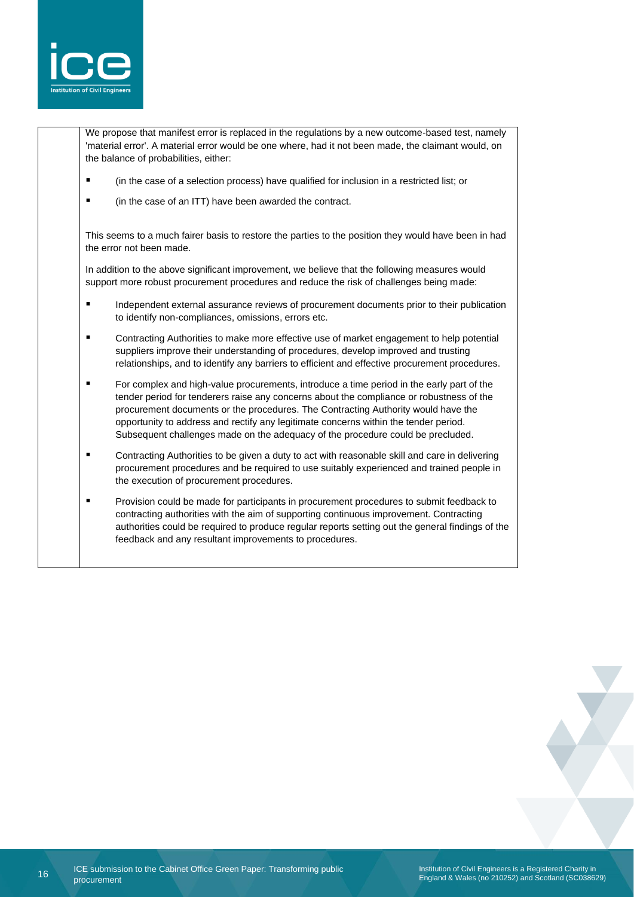We propose that manifest error is replaced in the regulations by a new outcome-based test, namely 'material error'. A material error would be one where, had it not been made, the claimant would, on the balance of probabilities, either:

- (in the case of a selection process) have qualified for inclusion in a restricted list; or
- (in the case of an ITT) have been awarded the contract.

This seems to a much fairer basis to restore the parties to the position they would have been in had the error not been made.

In addition to the above significant improvement, we believe that the following measures would support more robust procurement procedures and reduce the risk of challenges being made:

- Independent external assurance reviews of procurement documents prior to their publication to identify non-compliances, omissions, errors etc.
- Contracting Authorities to make more effective use of market engagement to help potential suppliers improve their understanding of procedures, develop improved and trusting relationships, and to identify any barriers to efficient and effective procurement procedures.
- For complex and high-value procurements, introduce a time period in the early part of the tender period for tenderers raise any concerns about the compliance or robustness of the procurement documents or the procedures. The Contracting Authority would have the opportunity to address and rectify any legitimate concerns within the tender period. Subsequent challenges made on the adequacy of the procedure could be precluded.
- Contracting Authorities to be given a duty to act with reasonable skill and care in delivering procurement procedures and be required to use suitably experienced and trained people in the execution of procurement procedures.
- Provision could be made for participants in procurement procedures to submit feedback to contracting authorities with the aim of supporting continuous improvement. Contracting authorities could be required to produce regular reports setting out the general findings of the feedback and any resultant improvements to procedures.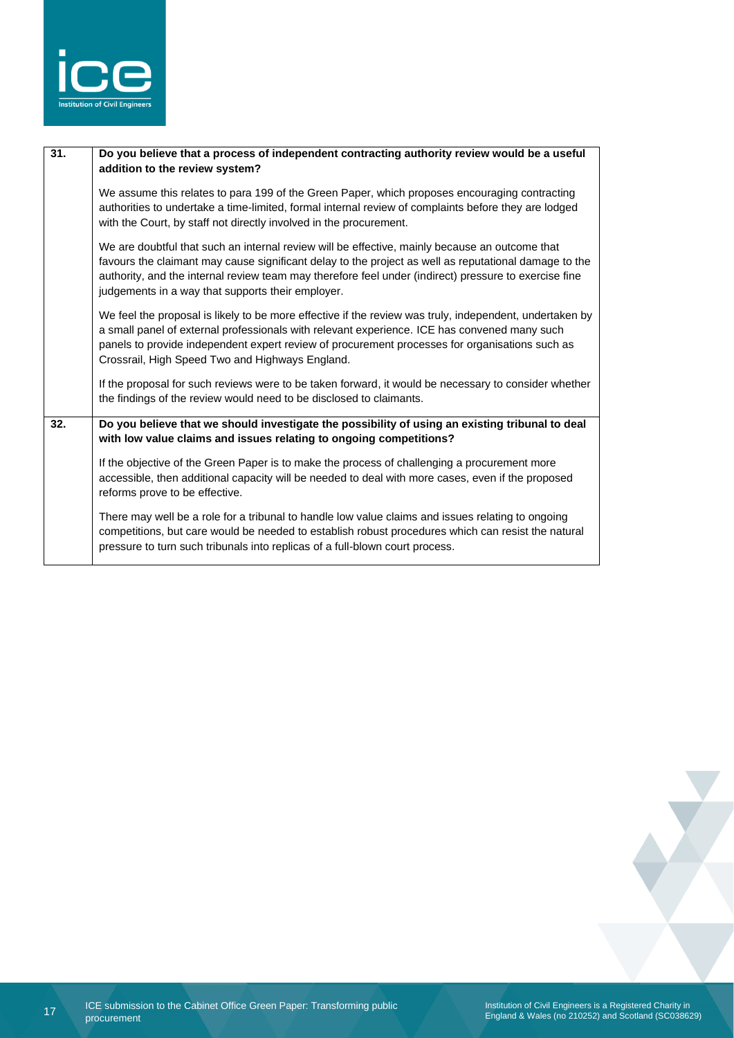| | |
|---|---|
| **31.** | **Do you believe that a process of independent contracting authority review would be a useful addition to the review system?**<br><br>We assume this relates to para 199 of the Green Paper, which proposes encouraging contracting authorities to undertake a time-limited, formal internal review of complaints before they are lodged with the Court, by staff not directly involved in the procurement.<br><br>We are doubtful that such an internal review will be effective, mainly because an outcome that favours the claimant may cause significant delay to the project as well as reputational damage to the authority, and the internal review team may therefore feel under (indirect) pressure to exercise fine judgements in a way that supports their employer.<br><br>We feel the proposal is likely to be more effective if the review was truly, independent, undertaken by a small panel of external professionals with relevant experience. ICE has convened many such panels to provide independent expert review of procurement processes for organisations such as Crossrail, High Speed Two and Highways England.<br><br>If the proposal for such reviews were to be taken forward, it would be necessary to consider whether the findings of the review would need to be disclosed to claimants. |
| **32.** | **Do you believe that we should investigate the possibility of using an existing tribunal to deal with low value claims and issues relating to ongoing competitions?**<br><br>If the objective of the Green Paper is to make the process of challenging a procurement more accessible, then additional capacity will be needed to deal with more cases, even if the proposed reforms prove to be effective.<br><br>There may well be a role for a tribunal to handle low value claims and issues relating to ongoing competitions, but care would be needed to establish robust procedures which can resist the natural pressure to turn such tribunals into replicas of a full-blown court process. |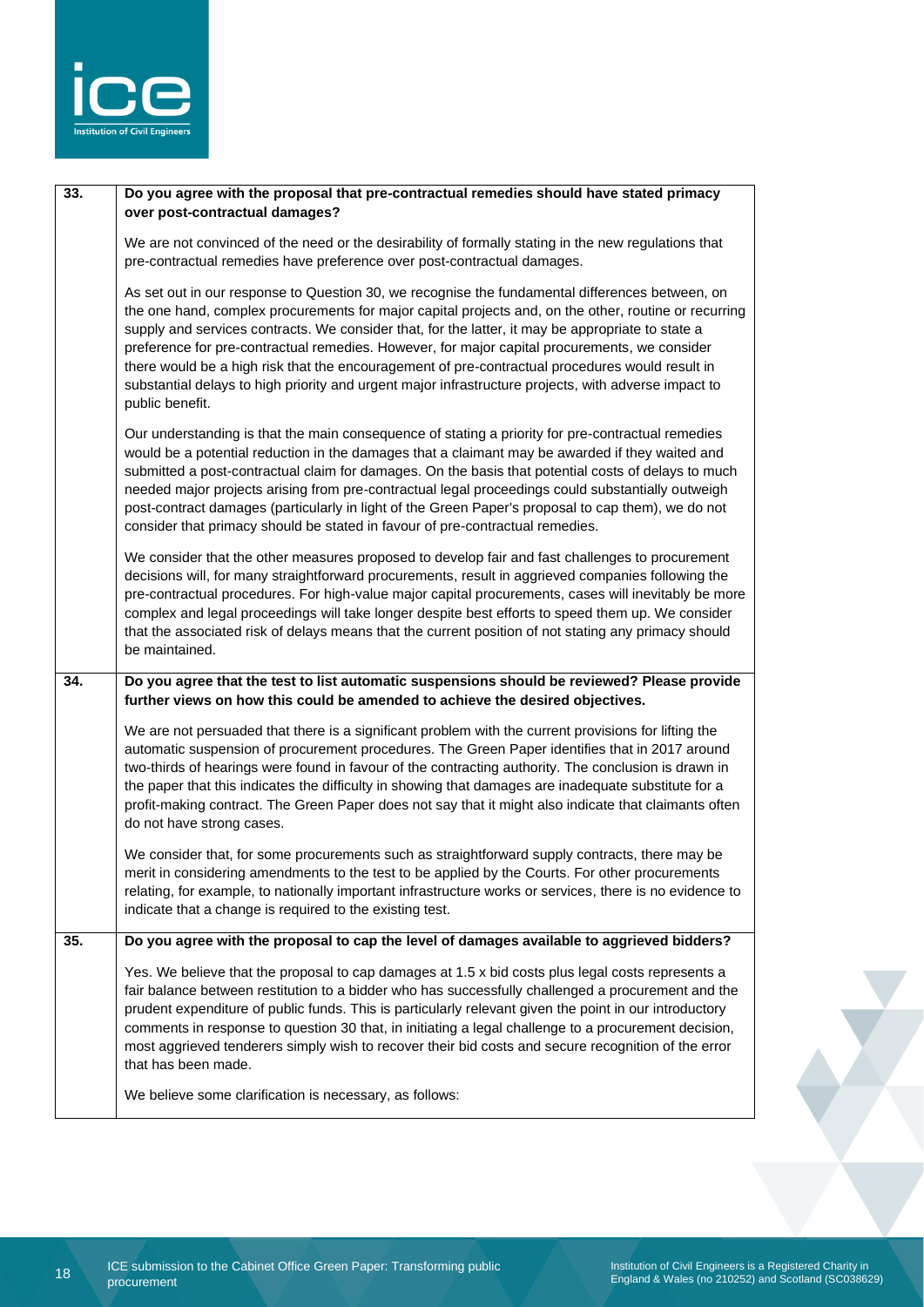| | |
|---|---|
| **33.** | **Do you agree with the proposal that pre-contractual remedies should have stated primacy over post-contractual damages?**<br><br>We are not convinced of the need or the desirability of formally stating in the new regulations that pre-contractual remedies have preference over post-contractual damages.<br><br>As set out in our response to Question 30, we recognise the fundamental differences between, on the one hand, complex procurements for major capital projects and, on the other, routine or recurring supply and services contracts. We consider that, for the latter, it may be appropriate to state a preference for pre-contractual remedies. However, for major capital procurements, we consider there would be a high risk that the encouragement of pre-contractual procedures would result in substantial delays to high priority and urgent major infrastructure projects, with adverse impact to public benefit.<br><br>Our understanding is that the main consequence of stating a priority for pre-contractual remedies would be a potential reduction in the damages that a claimant may be awarded if they waited and submitted a post-contractual claim for damages. On the basis that potential costs of delays to much needed major projects arising from pre-contractual legal proceedings could substantially outweigh post-contract damages (particularly in light of the Green Paper's proposal to cap them), we do not consider that primacy should be stated in favour of pre-contractual remedies.<br><br>We consider that the other measures proposed to develop fair and fast challenges to procurement decisions will, for many straightforward procurements, result in aggrieved companies following the pre-contractual procedures. For high-value major capital procurements, cases will inevitably be more complex and legal proceedings will take longer despite best efforts to speed them up. We consider that the associated risk of delays means that the current position of not stating any primacy should be maintained. |
| **34.** | **Do you agree that the test to list automatic suspensions should be reviewed? Please provide further views on how this could be amended to achieve the desired objectives.**<br><br>We are not persuaded that there is a significant problem with the current provisions for lifting the automatic suspension of procurement procedures. The Green Paper identifies that in 2017 around two-thirds of hearings were found in favour of the contracting authority. The conclusion is drawn in the paper that this indicates the difficulty in showing that damages are inadequate substitute for a profit-making contract. The Green Paper does not say that it might also indicate that claimants often do not have strong cases.<br><br>We consider that, for some procurements such as straightforward supply contracts, there may be merit in considering amendments to the test to be applied by the Courts. For other procurements relating, for example, to nationally important infrastructure works or services, there is no evidence to indicate that a change is required to the existing test. |
| **35.** | **Do you agree with the proposal to cap the level of damages available to aggrieved bidders?**<br><br>Yes. We believe that the proposal to cap damages at 1.5 x bid costs plus legal costs represents a fair balance between restitution to a bidder who has successfully challenged a procurement and the prudent expenditure of public funds. This is particularly relevant given the point in our introductory comments in response to question 30 that, in initiating a legal challenge to a procurement decision, most aggrieved tenderers simply wish to recover their bid costs and secure recognition of the error that has been made.<br><br>We believe some clarification is necessary, as follows: |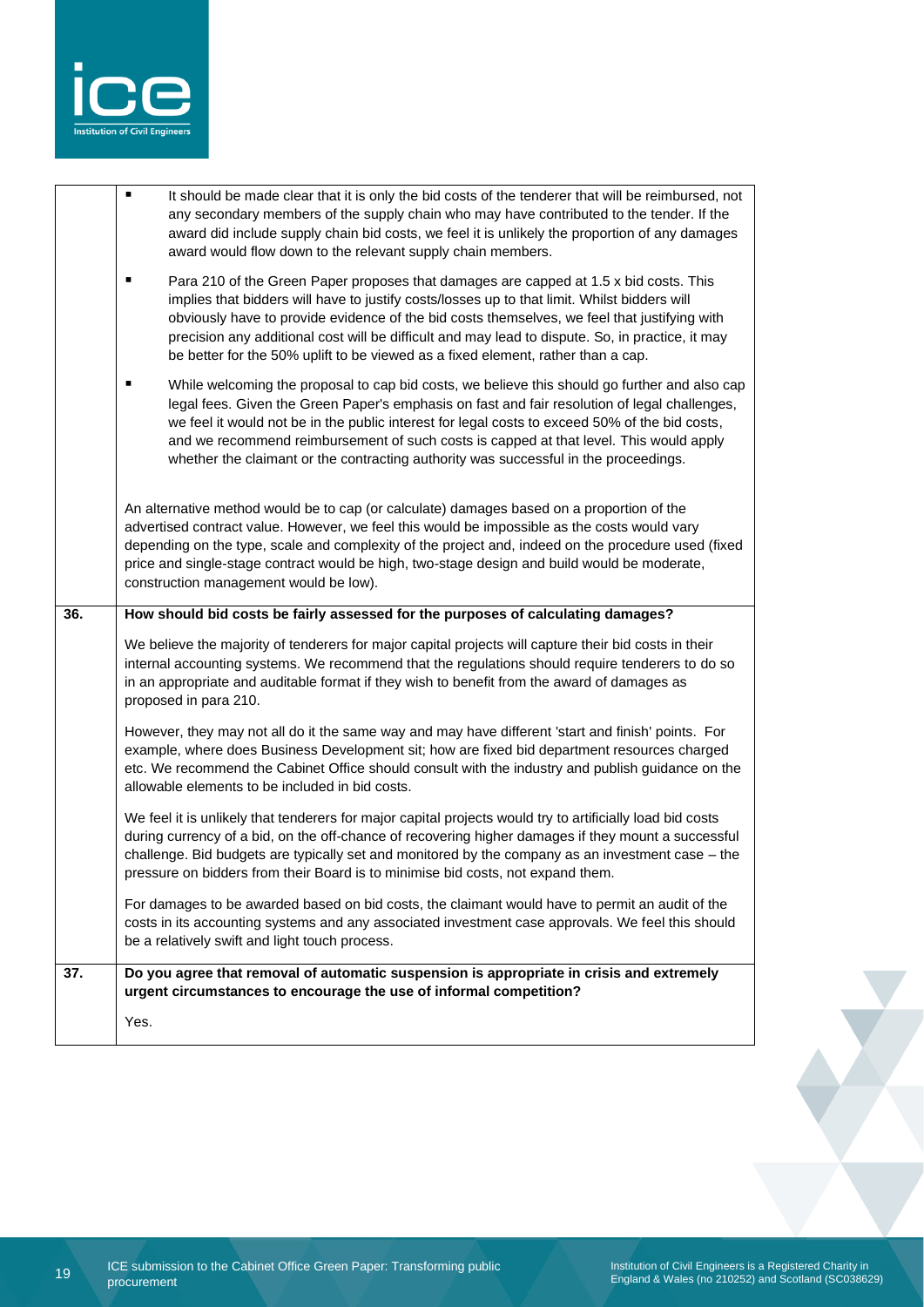| | |
|---|---|
| | ▪ It should be made clear that it is only the bid costs of the tenderer that will be reimbursed, not any secondary members of the supply chain who may have contributed to the tender. If the award did include supply chain bid costs, we feel it is unlikely the proportion of any damages award would flow down to the relevant supply chain members.<br><br>▪ Para 210 of the Green Paper proposes that damages are capped at 1.5 x bid costs. This implies that bidders will have to justify costs/losses up to that limit. Whilst bidders will obviously have to provide evidence of the bid costs themselves, we feel that justifying with precision any additional cost will be difficult and may lead to dispute. So, in practice, it may be better for the 50% uplift to be viewed as a fixed element, rather than a cap.<br><br>▪ While welcoming the proposal to cap bid costs, we believe this should go further and also cap legal fees. Given the Green Paper's emphasis on fast and fair resolution of legal challenges, we feel it would not be in the public interest for legal costs to exceed 50% of the bid costs, and we recommend reimbursement of such costs is capped at that level. This would apply whether the claimant or the contracting authority was successful in the proceedings.<br><br>An alternative method would be to cap (or calculate) damages based on a proportion of the advertised contract value. However, we feel this would be impossible as the costs would vary depending on the type, scale and complexity of the project and, indeed on the procedure used (fixed price and single-stage contract would be high, two-stage design and build would be moderate, construction management would be low). |
| **36.** | **How should bid costs be fairly assessed for the purposes of calculating damages?**<br><br>We believe the majority of tenderers for major capital projects will capture their bid costs in their internal accounting systems. We recommend that the regulations should require tenderers to do so in an appropriate and auditable format if they wish to benefit from the award of damages as proposed in para 210.<br><br>However, they may not all do it the same way and may have different 'start and finish' points. For example, where does Business Development sit; how are fixed bid department resources charged etc. We recommend the Cabinet Office should consult with the industry and publish guidance on the allowable elements to be included in bid costs.<br><br>We feel it is unlikely that tenderers for major capital projects would try to artificially load bid costs during currency of a bid, on the off-chance of recovering higher damages if they mount a successful challenge. Bid budgets are typically set and monitored by the company as an investment case – the pressure on bidders from their Board is to minimise bid costs, not expand them.<br><br>For damages to be awarded based on bid costs, the claimant would have to permit an audit of the costs in its accounting systems and any associated investment case approvals. We feel this should be a relatively swift and light touch process. |
| **37.** | **Do you agree that removal of automatic suspension is appropriate in crisis and extremely urgent circumstances to encourage the use of informal competition?**<br><br>Yes. |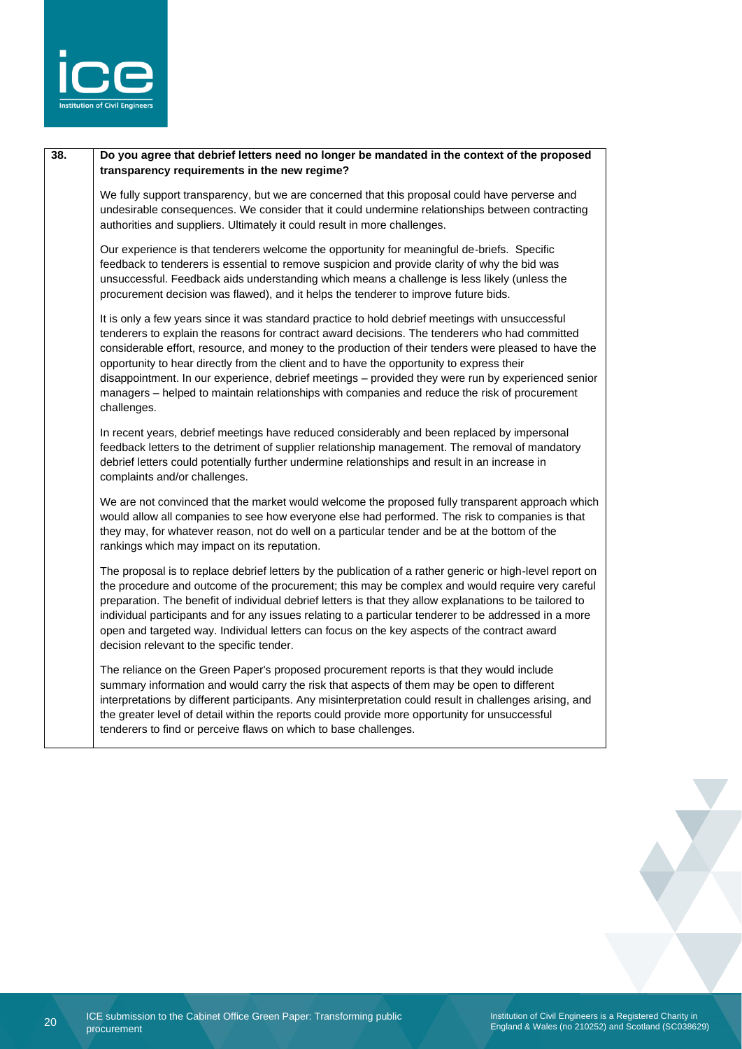| 38. | **Do you agree that debrief letters need no longer be mandated in the context of the proposed transparency requirements in the new regime?**<br><br>We fully support transparency, but we are concerned that this proposal could have perverse and undesirable consequences. We consider that it could undermine relationships between contracting authorities and suppliers. Ultimately it could result in more challenges.<br><br>Our experience is that tenderers welcome the opportunity for meaningful de-briefs. Specific feedback to tenderers is essential to remove suspicion and provide clarity of why the bid was unsuccessful. Feedback aids understanding which means a challenge is less likely (unless the procurement decision was flawed), and it helps the tenderer to improve future bids.<br><br>It is only a few years since it was standard practice to hold debrief meetings with unsuccessful tenderers to explain the reasons for contract award decisions. The tenderers who had committed considerable effort, resource, and money to the production of their tenders were pleased to have the opportunity to hear directly from the client and to have the opportunity to express their disappointment. In our experience, debrief meetings – provided they were run by experienced senior managers – helped to maintain relationships with companies and reduce the risk of procurement challenges.<br><br>In recent years, debrief meetings have reduced considerably and been replaced by impersonal feedback letters to the detriment of supplier relationship management. The removal of mandatory debrief letters could potentially further undermine relationships and result in an increase in complaints and/or challenges.<br><br>We are not convinced that the market would welcome the proposed fully transparent approach which would allow all companies to see how everyone else had performed. The risk to companies is that they may, for whatever reason, not do well on a particular tender and be at the bottom of the rankings which may impact on its reputation.<br><br>The proposal is to replace debrief letters by the publication of a rather generic or high-level report on the procedure and outcome of the procurement; this may be complex and would require very careful preparation. The benefit of individual debrief letters is that they allow explanations to be tailored to individual participants and for any issues relating to a particular tenderer to be addressed in a more open and targeted way. Individual letters can focus on the key aspects of the contract award decision relevant to the specific tender.<br><br>The reliance on the Green Paper's proposed procurement reports is that they would include summary information and would carry the risk that aspects of them may be open to different interpretations by different participants. Any misinterpretation could result in challenges arising, and the greater level of detail within the reports could provide more opportunity for unsuccessful tenderers to find or perceive flaws on which to base challenges. |
|---|---|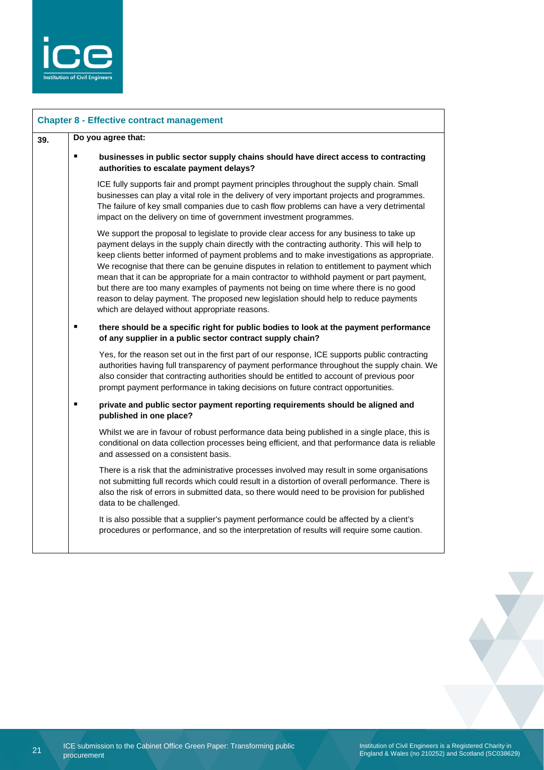## Chapter 8 - Effective contract management

**39.** **Do you agree that:**

- **businesses in public sector supply chains should have direct access to contracting authorities to escalate payment delays?**

ICE fully supports fair and prompt payment principles throughout the supply chain. Small businesses can play a vital role in the delivery of very important projects and programmes. The failure of key small companies due to cash flow problems can have a very detrimental impact on the delivery on time of government investment programmes.

We support the proposal to legislate to provide clear access for any business to take up payment delays in the supply chain directly with the contracting authority. This will help to keep clients better informed of payment problems and to make investigations as appropriate. We recognise that there can be genuine disputes in relation to entitlement to payment which mean that it can be appropriate for a main contractor to withhold payment or part payment, but there are too many examples of payments not being on time where there is no good reason to delay payment. The proposed new legislation should help to reduce payments which are delayed without appropriate reasons.

- **there should be a specific right for public bodies to look at the payment performance of any supplier in a public sector contract supply chain?**

Yes, for the reason set out in the first part of our response, ICE supports public contracting authorities having full transparency of payment performance throughout the supply chain. We also consider that contracting authorities should be entitled to account of previous poor prompt payment performance in taking decisions on future contract opportunities.

- **private and public sector payment reporting requirements should be aligned and published in one place?**

Whilst we are in favour of robust performance data being published in a single place, this is conditional on data collection processes being efficient, and that performance data is reliable and assessed on a consistent basis.

There is a risk that the administrative processes involved may result in some organisations not submitting full records which could result in a distortion of overall performance. There is also the risk of errors in submitted data, so there would need to be provision for published data to be challenged.

It is also possible that a supplier's payment performance could be affected by a client's procedures or performance, and so the interpretation of results will require some caution.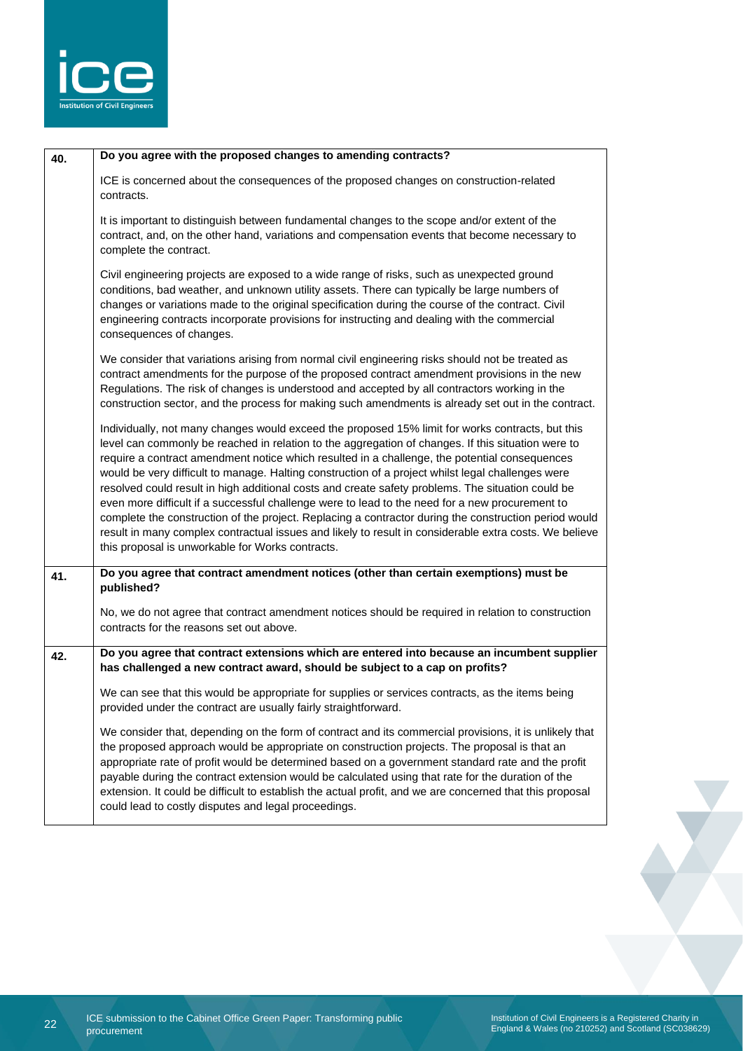| | |
|---|---|
| **40.** | **Do you agree with the proposed changes to amending contracts?**<br><br>ICE is concerned about the consequences of the proposed changes on construction-related contracts.<br><br>It is important to distinguish between fundamental changes to the scope and/or extent of the contract, and, on the other hand, variations and compensation events that become necessary to complete the contract.<br><br>Civil engineering projects are exposed to a wide range of risks, such as unexpected ground conditions, bad weather, and unknown utility assets. There can typically be large numbers of changes or variations made to the original specification during the course of the contract. Civil engineering contracts incorporate provisions for instructing and dealing with the commercial consequences of changes.<br><br>We consider that variations arising from normal civil engineering risks should not be treated as contract amendments for the purpose of the proposed contract amendment provisions in the new Regulations. The risk of changes is understood and accepted by all contractors working in the construction sector, and the process for making such amendments is already set out in the contract.<br><br>Individually, not many changes would exceed the proposed 15% limit for works contracts, but this level can commonly be reached in relation to the aggregation of changes. If this situation were to require a contract amendment notice which resulted in a challenge, the potential consequences would be very difficult to manage. Halting construction of a project whilst legal challenges were resolved could result in high additional costs and create safety problems. The situation could be even more difficult if a successful challenge were to lead to the need for a new procurement to complete the construction of the project. Replacing a contractor during the construction period would result in many complex contractual issues and likely to result in considerable extra costs. We believe this proposal is unworkable for Works contracts. |
| **41.** | **Do you agree that contract amendment notices (other than certain exemptions) must be published?**<br><br>No, we do not agree that contract amendment notices should be required in relation to construction contracts for the reasons set out above. |
| **42.** | **Do you agree that contract extensions which are entered into because an incumbent supplier has challenged a new contract award, should be subject to a cap on profits?**<br><br>We can see that this would be appropriate for supplies or services contracts, as the items being provided under the contract are usually fairly straightforward.<br><br>We consider that, depending on the form of contract and its commercial provisions, it is unlikely that the proposed approach would be appropriate on construction projects. The proposal is that an appropriate rate of profit would be determined based on a government standard rate and the profit payable during the contract extension would be calculated using that rate for the duration of the extension. It could be difficult to establish the actual profit, and we are concerned that this proposal could lead to costly disputes and legal proceedings. |